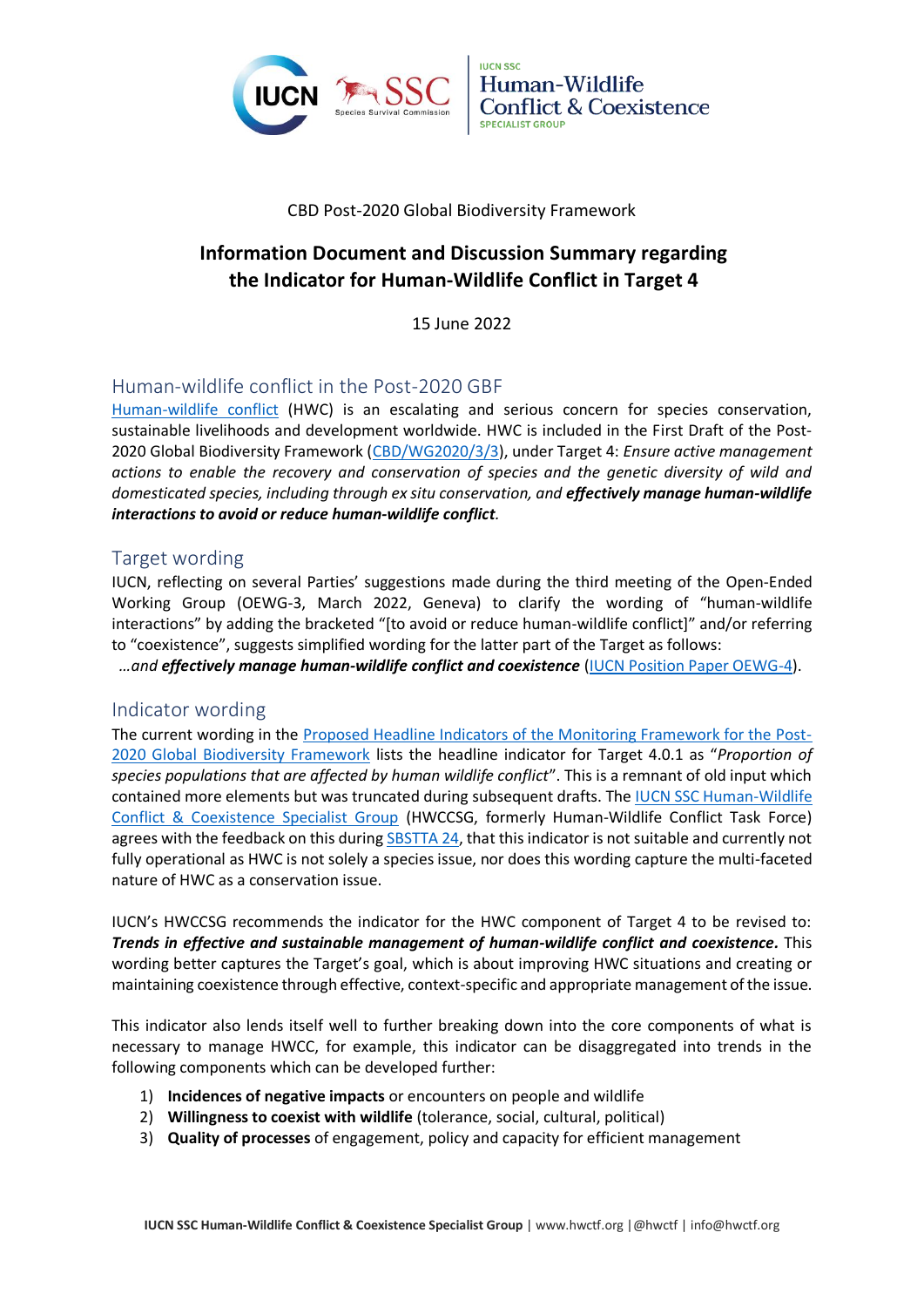CBD Post-2020 Global Biodiversity Framework

# Information Document and Discussion Summary regarding the Indicator for Human-Wildlife Conflict in Target 4

15 June 2022

## Human-wildlife conflict in the Post-2020 GBF

Human-wildlife conflict (HWC) is an escalating and serious concern for species conservation, sustainable livelihoods and development worldwide. HWC is included in the First Draft of the Post-2020 Global Biodiversity Framework (CBD/WG2020/3/3), under Target 4: *Ensure active management actions to enable the recovery and conservation of species and the genetic diversity of wild and domesticated species, including through ex situ conservation, and* ***effectively manage human-wildlife interactions to avoid or reduce human-wildlife conflict****.*

## Target wording

IUCN, reflecting on several Parties' suggestions made during the third meeting of the Open-Ended Working Group (OEWG-3, March 2022, Geneva) to clarify the wording of "human-wildlife interactions" by adding the bracketed "[to avoid or reduce human-wildlife conflict]" and/or referring to "coexistence", suggests simplified wording for the latter part of the Target as follows:

*…and* ***effectively manage human-wildlife conflict and coexistence*** (IUCN Position Paper OEWG-4).

## Indicator wording

The current wording in the Proposed Headline Indicators of the Monitoring Framework for the Post-2020 Global Biodiversity Framework lists the headline indicator for Target 4.0.1 as "*Proportion of species populations that are affected by human wildlife conflict*". This is a remnant of old input which contained more elements but was truncated during subsequent drafts. The IUCN SSC Human-Wildlife Conflict & Coexistence Specialist Group (HWCCSG, formerly Human-Wildlife Conflict Task Force) agrees with the feedback on this during SBSTTA 24, that this indicator is not suitable and currently not fully operational as HWC is not solely a species issue, nor does this wording capture the multi-faceted nature of HWC as a conservation issue.

IUCN's HWCCSG recommends the indicator for the HWC component of Target 4 to be revised to: ***Trends in effective and sustainable management of human-wildlife conflict and coexistence.*** This wording better captures the Target's goal, which is about improving HWC situations and creating or maintaining coexistence through effective, context-specific and appropriate management of the issue.

This indicator also lends itself well to further breaking down into the core components of what is necessary to manage HWCC, for example, this indicator can be disaggregated into trends in the following components which can be developed further:

1) **Incidences of negative impacts** or encounters on people and wildlife
2) **Willingness to coexist with wildlife** (tolerance, social, cultural, political)
3) **Quality of processes** of engagement, policy and capacity for efficient management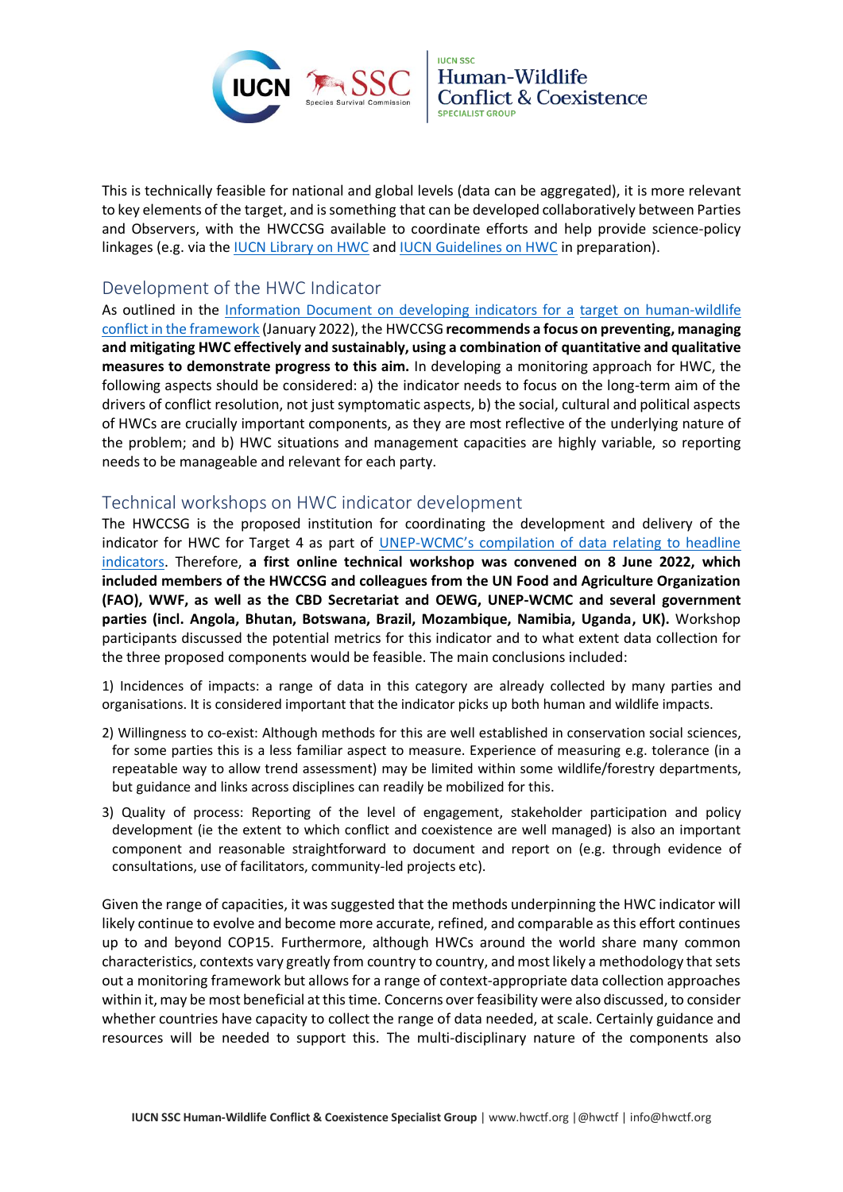This is technically feasible for national and global levels (data can be aggregated), it is more relevant to key elements of the target, and is something that can be developed collaboratively between Parties and Observers, with the HWCCSG available to coordinate efforts and help provide science-policy linkages (e.g. via the IUCN Library on HWC and IUCN Guidelines on HWC in preparation).

## Development of the HWC Indicator

As outlined in the Information Document on developing indicators for a target on human-wildlife conflict in the framework (January 2022), the HWCCSG **recommends a focus on preventing, managing and mitigating HWC effectively and sustainably, using a combination of quantitative and qualitative measures to demonstrate progress to this aim.** In developing a monitoring approach for HWC, the following aspects should be considered: a) the indicator needs to focus on the long-term aim of the drivers of conflict resolution, not just symptomatic aspects, b) the social, cultural and political aspects of HWCs are crucially important components, as they are most reflective of the underlying nature of the problem; and b) HWC situations and management capacities are highly variable, so reporting needs to be manageable and relevant for each party.

## Technical workshops on HWC indicator development

The HWCCSG is the proposed institution for coordinating the development and delivery of the indicator for HWC for Target 4 as part of UNEP-WCMC's compilation of data relating to headline indicators. Therefore, **a first online technical workshop was convened on 8 June 2022, which included members of the HWCCSG and colleagues from the UN Food and Agriculture Organization (FAO), WWF, as well as the CBD Secretariat and OEWG, UNEP-WCMC and several government parties (incl. Angola, Bhutan, Botswana, Brazil, Mozambique, Namibia, Uganda, UK).** Workshop participants discussed the potential metrics for this indicator and to what extent data collection for the three proposed components would be feasible. The main conclusions included:

1) Incidences of impacts: a range of data in this category are already collected by many parties and organisations. It is considered important that the indicator picks up both human and wildlife impacts.

2) Willingness to co-exist: Although methods for this are well established in conservation social sciences, for some parties this is a less familiar aspect to measure. Experience of measuring e.g. tolerance (in a repeatable way to allow trend assessment) may be limited within some wildlife/forestry departments, but guidance and links across disciplines can readily be mobilized for this.

3) Quality of process: Reporting of the level of engagement, stakeholder participation and policy development (ie the extent to which conflict and coexistence are well managed) is also an important component and reasonable straightforward to document and report on (e.g. through evidence of consultations, use of facilitators, community-led projects etc).

Given the range of capacities, it was suggested that the methods underpinning the HWC indicator will likely continue to evolve and become more accurate, refined, and comparable as this effort continues up to and beyond COP15. Furthermore, although HWCs around the world share many common characteristics, contexts vary greatly from country to country, and most likely a methodology that sets out a monitoring framework but allows for a range of context-appropriate data collection approaches within it, may be most beneficial at this time. Concerns over feasibility were also discussed, to consider whether countries have capacity to collect the range of data needed, at scale. Certainly guidance and resources will be needed to support this. The multi-disciplinary nature of the components also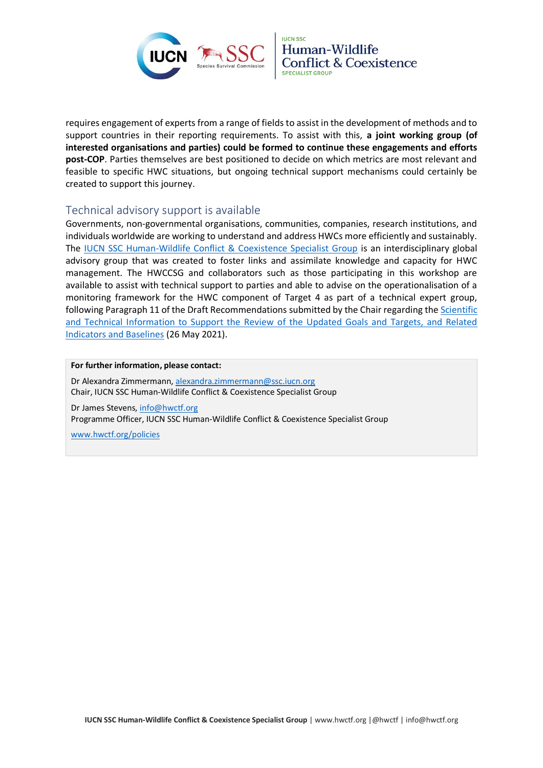requires engagement of experts from a range of fields to assist in the development of methods and to support countries in their reporting requirements. To assist with this, **a joint working group (of interested organisations and parties) could be formed to continue these engagements and efforts post-COP**. Parties themselves are best positioned to decide on which metrics are most relevant and feasible to specific HWC situations, but ongoing technical support mechanisms could certainly be created to support this journey.

## Technical advisory support is available

Governments, non-governmental organisations, communities, companies, research institutions, and individuals worldwide are working to understand and address HWCs more efficiently and sustainably. The [IUCN SSC Human-Wildlife Conflict & Coexistence Specialist Group]() is an interdisciplinary global advisory group that was created to foster links and assimilate knowledge and capacity for HWC management. The HWCCSG and collaborators such as those participating in this workshop are available to assist with technical support to parties and able to advise on the operationalisation of a monitoring framework for the HWC component of Target 4 as part of a technical expert group, following Paragraph 11 of the Draft Recommendations submitted by the Chair regarding the [Scientific and Technical Information to Support the Review of the Updated Goals and Targets, and Related Indicators and Baselines]() (26 May 2021).

**For further information, please contact:**

Dr Alexandra Zimmermann, alexandra.zimmermann@ssc.iucn.org
Chair, IUCN SSC Human-Wildlife Conflict & Coexistence Specialist Group

Dr James Stevens, info@hwctf.org
Programme Officer, IUCN SSC Human-Wildlife Conflict & Coexistence Specialist Group

www.hwctf.org/policies